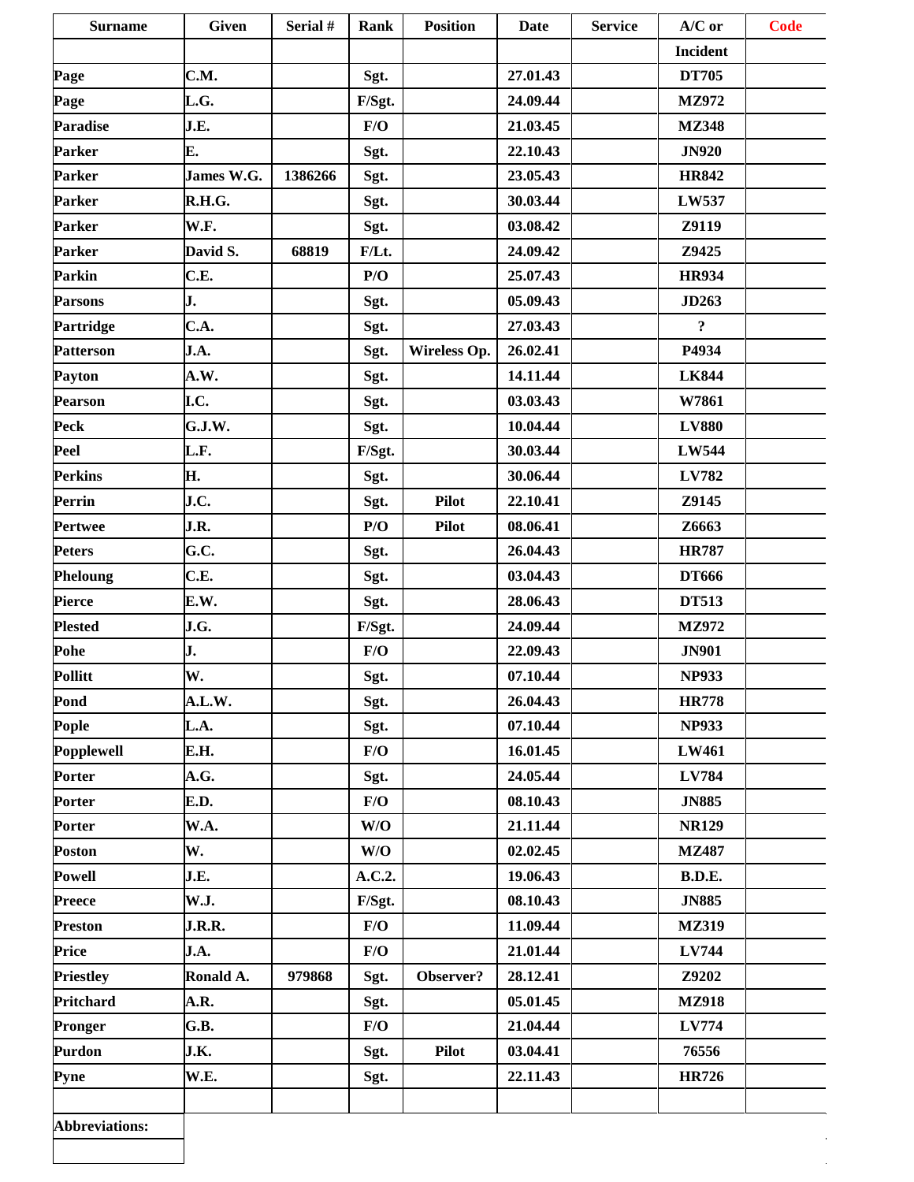| Surname | Given | Serial # | Rank | Position | Date | Service | A/C or Incident | Code |
|---|---|---|---|---|---|---|---|---|
| Page | C.M. | | Sgt. | | 27.01.43 | | DT705 | |
| Page | L.G. | | F/Sgt. | | 24.09.44 | | MZ972 | |
| Paradise | J.E. | | F/O | | 21.03.45 | | MZ348 | |
| Parker | E. | | Sgt. | | 22.10.43 | | JN920 | |
| Parker | James W.G. | 1386266 | Sgt. | | 23.05.43 | | HR842 | |
| Parker | R.H.G. | | Sgt. | | 30.03.44 | | LW537 | |
| Parker | W.F. | | Sgt. | | 03.08.42 | | Z9119 | |
| Parker | David S. | 68819 | F/Lt. | | 24.09.42 | | Z9425 | |
| Parkin | C.E. | | P/O | | 25.07.43 | | HR934 | |
| Parsons | J. | | Sgt. | | 05.09.43 | | JD263 | |
| Partridge | C.A. | | Sgt. | | 27.03.43 | | ? | |
| Patterson | J.A. | | Sgt. | Wireless Op. | 26.02.41 | | P4934 | |
| Payton | A.W. | | Sgt. | | 14.11.44 | | LK844 | |
| Pearson | I.C. | | Sgt. | | 03.03.43 | | W7861 | |
| Peck | G.J.W. | | Sgt. | | 10.04.44 | | LV880 | |
| Peel | L.F. | | F/Sgt. | | 30.03.44 | | LW544 | |
| Perkins | H. | | Sgt. | | 30.06.44 | | LV782 | |
| Perrin | J.C. | | Sgt. | Pilot | 22.10.41 | | Z9145 | |
| Pertwee | J.R. | | P/O | Pilot | 08.06.41 | | Z6663 | |
| Peters | G.C. | | Sgt. | | 26.04.43 | | HR787 | |
| Pheloung | C.E. | | Sgt. | | 03.04.43 | | DT666 | |
| Pierce | E.W. | | Sgt. | | 28.06.43 | | DT513 | |
| Plested | J.G. | | F/Sgt. | | 24.09.44 | | MZ972 | |
| Pohe | J. | | F/O | | 22.09.43 | | JN901 | |
| Pollitt | W. | | Sgt. | | 07.10.44 | | NP933 | |
| Pond | A.L.W. | | Sgt. | | 26.04.43 | | HR778 | |
| Pople | L.A. | | Sgt. | | 07.10.44 | | NP933 | |
| Popplewell | E.H. | | F/O | | 16.01.45 | | LW461 | |
| Porter | A.G. | | Sgt. | | 24.05.44 | | LV784 | |
| Porter | E.D. | | F/O | | 08.10.43 | | JN885 | |
| Porter | W.A. | | W/O | | 21.11.44 | | NR129 | |
| Poston | W. | | W/O | | 02.02.45 | | MZ487 | |
| Powell | J.E. | | A.C.2. | | 19.06.43 | | B.D.E. | |
| Preece | W.J. | | F/Sgt. | | 08.10.43 | | JN885 | |
| Preston | J.R.R. | | F/O | | 11.09.44 | | MZ319 | |
| Price | J.A. | | F/O | | 21.01.44 | | LV744 | |
| Priestley | Ronald A. | 979868 | Sgt. | Observer? | 28.12.41 | | Z9202 | |
| Pritchard | A.R. | | Sgt. | | 05.01.45 | | MZ918 | |
| Pronger | G.B. | | F/O | | 21.04.44 | | LV774 | |
| Purdon | J.K. | | Sgt. | Pilot | 03.04.41 | | 76556 | |
| Pyne | W.E. | | Sgt. | | 22.11.43 | | HR726 | |
| | | | | | | | | |

**Abbreviations:**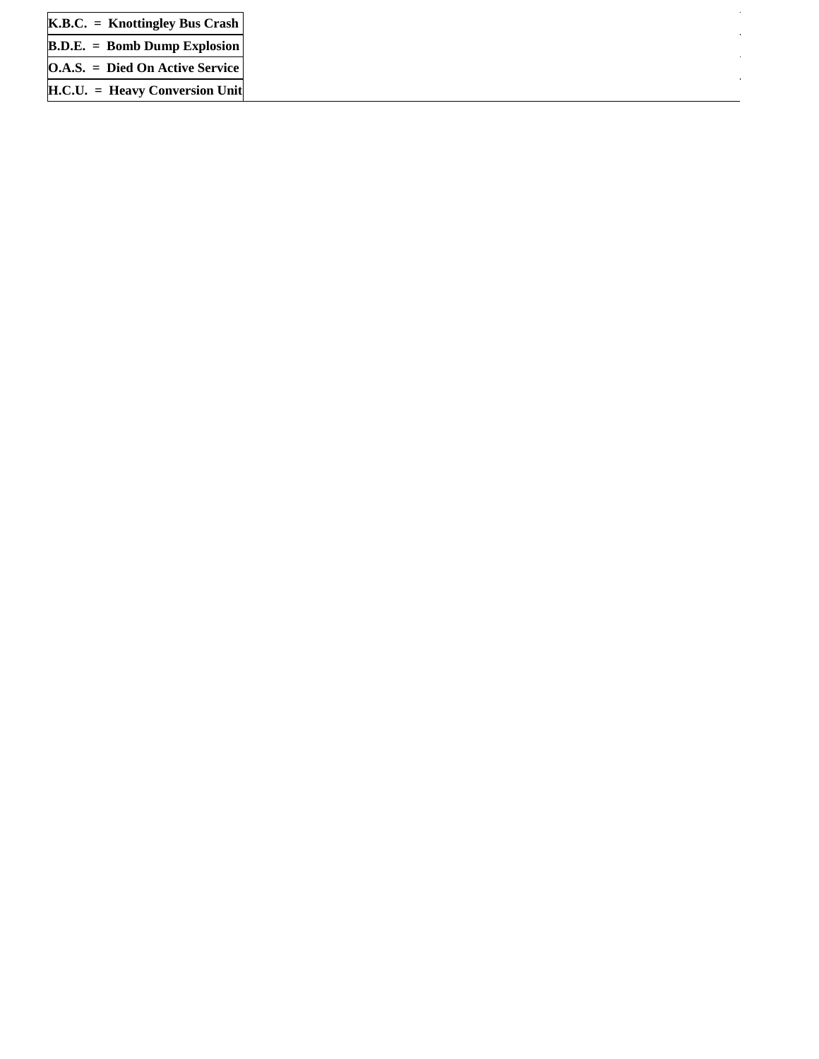| |
|---|
| **K.B.C.  =  Knottingley Bus Crash** |
| **B.D.E.  =  Bomb Dump Explosion** |
| **O.A.S.  =  Died On Active Service** |
| **H.C.U.  =  Heavy Conversion Unit** |